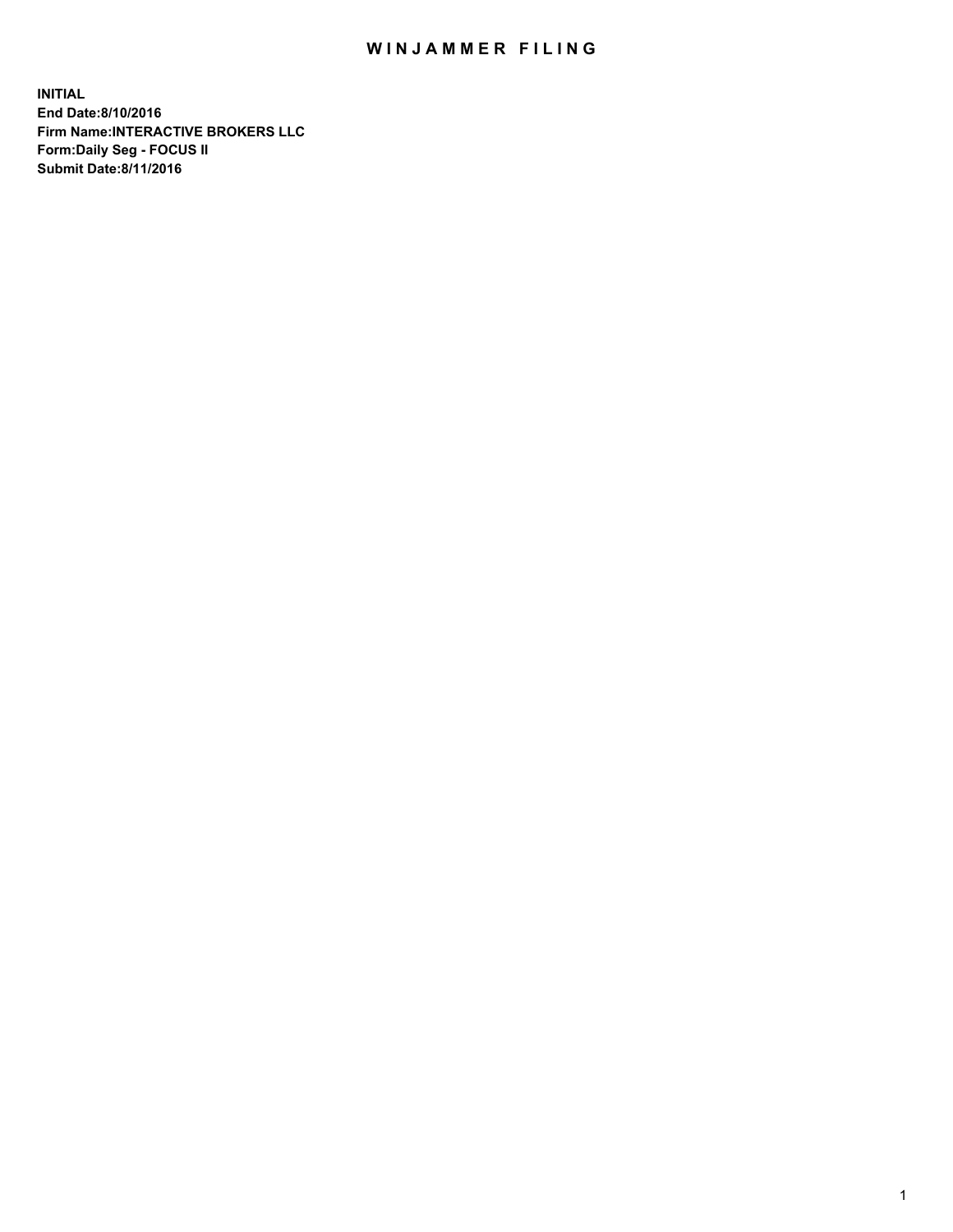# WINJAMMER FILING

**INITIAL**
**End Date:8/10/2016**
**Firm Name:INTERACTIVE BROKERS LLC**
**Form:Daily Seg - FOCUS II**
**Submit Date:8/11/2016**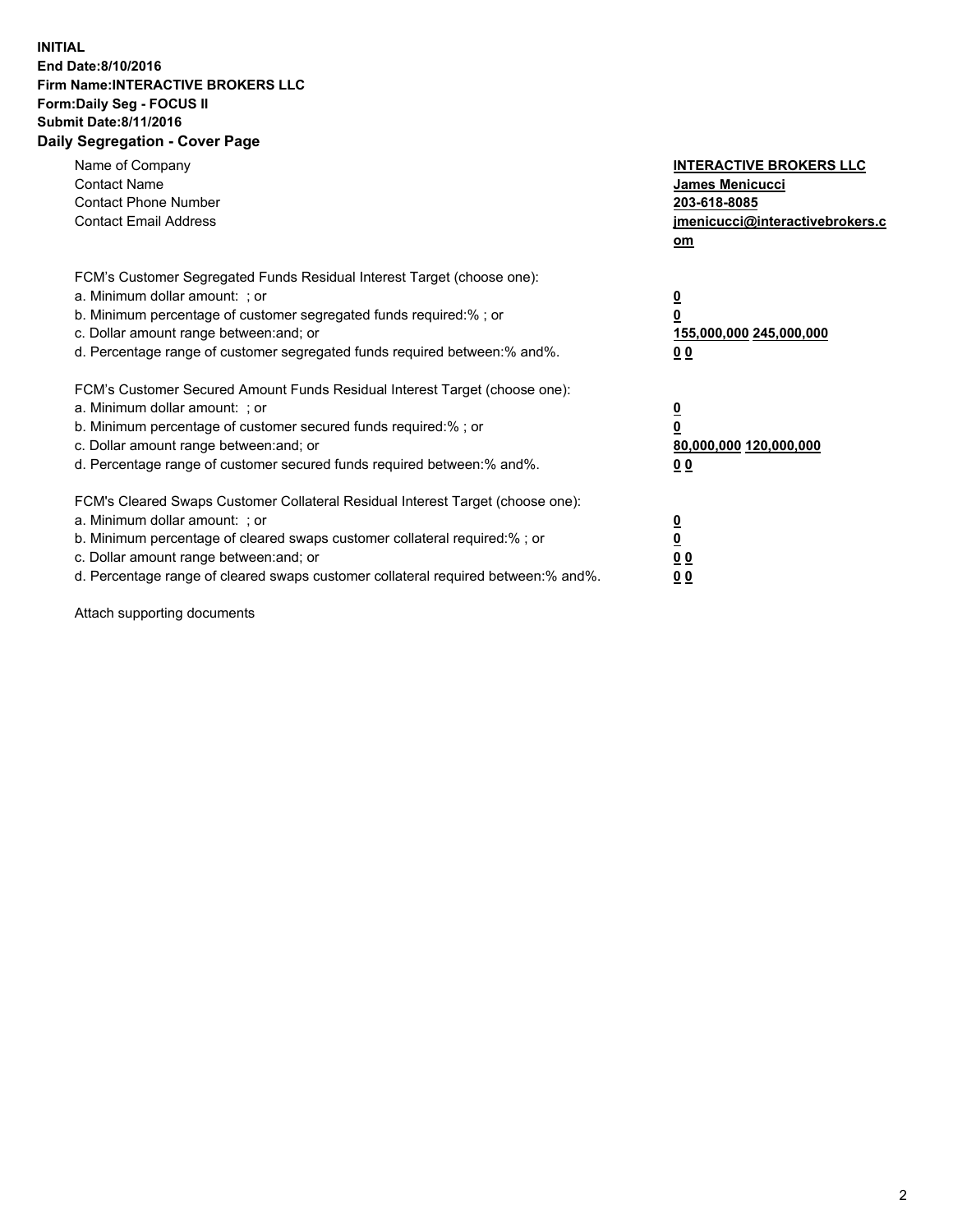**INITIAL**
**End Date:8/10/2016**
**Firm Name:INTERACTIVE BROKERS LLC**
**Form:Daily Seg - FOCUS II**
**Submit Date:8/11/2016**
**Daily Segregation - Cover Page**

| | |
|---|---|
| Name of Company | **INTERACTIVE BROKERS LLC** |
| Contact Name | **James Menicucci** |
| Contact Phone Number | **203-618-8085** |
| Contact Email Address | **jmenicucci@interactivebrokers.com** |

FCM's Customer Segregated Funds Residual Interest Target (choose one):

| | |
|---|---|
| a. Minimum dollar amount: ; or | **0** |
| b. Minimum percentage of customer segregated funds required:% ; or | **0** |
| c. Dollar amount range between:and; or | **155,000,000 245,000,000** |
| d. Percentage range of customer segregated funds required between:% and%. | **0 0** |

FCM's Customer Secured Amount Funds Residual Interest Target (choose one):

| | |
|---|---|
| a. Minimum dollar amount: ; or | **0** |
| b. Minimum percentage of customer secured funds required:% ; or | **0** |
| c. Dollar amount range between:and; or | **80,000,000 120,000,000** |
| d. Percentage range of customer secured funds required between:% and%. | **0 0** |

FCM's Cleared Swaps Customer Collateral Residual Interest Target (choose one):

| | |
|---|---|
| a. Minimum dollar amount: ; or | **0** |
| b. Minimum percentage of cleared swaps customer collateral required:% ; or | **0** |
| c. Dollar amount range between:and; or | **0 0** |
| d. Percentage range of cleared swaps customer collateral required between:% and%. | **0 0** |

Attach supporting documents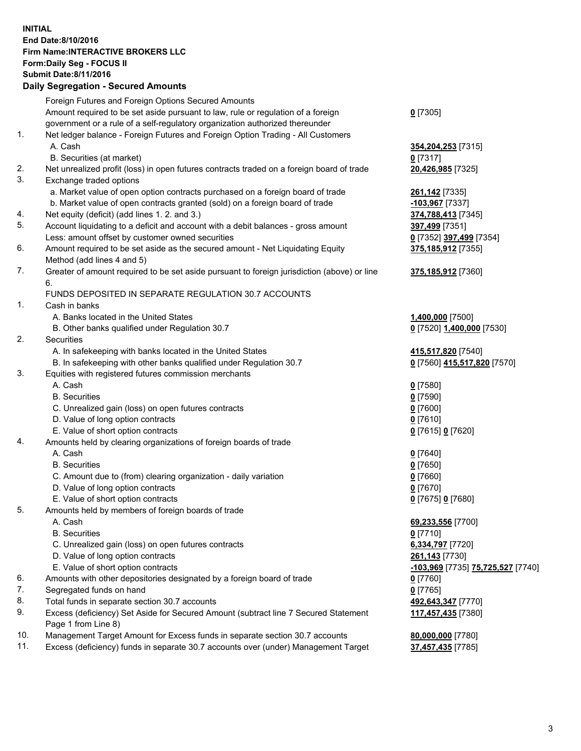**INITIAL**
**End Date:8/10/2016**
**Firm Name:INTERACTIVE BROKERS LLC**
**Form:Daily Seg - FOCUS II**
**Submit Date:8/11/2016**

## Daily Segregation - Secured Amounts

| | | |
|---|---|---|
| | Foreign Futures and Foreign Options Secured Amounts | |
| | Amount required to be set aside pursuant to law, rule or regulation of a foreign government or a rule of a self-regulatory organization authorized thereunder | **0** [7305] |
| 1. | Net ledger balance - Foreign Futures and Foreign Option Trading - All Customers | |
| | A. Cash | **354,204,253** [7315] |
| | B. Securities (at market) | **0** [7317] |
| 2. | Net unrealized profit (loss) in open futures contracts traded on a foreign board of trade | **20,426,985** [7325] |
| 3. | Exchange traded options | |
| | a. Market value of open option contracts purchased on a foreign board of trade | **261,142** [7335] |
| | b. Market value of open contracts granted (sold) on a foreign board of trade | **-103,967** [7337] |
| 4. | Net equity (deficit) (add lines 1. 2. and 3.) | **374,788,413** [7345] |
| 5. | Account liquidating to a deficit and account with a debit balances - gross amount | **397,499** [7351] |
| | Less: amount offset by customer owned securities | **0** [7352] **397,499** [7354] |
| 6. | Amount required to be set aside as the secured amount - Net Liquidating Equity Method (add lines 4 and 5) | **375,185,912** [7355] |
| 7. | Greater of amount required to be set aside pursuant to foreign jurisdiction (above) or line 6. | **375,185,912** [7360] |
| | FUNDS DEPOSITED IN SEPARATE REGULATION 30.7 ACCOUNTS | |
| 1. | Cash in banks | |
| | A. Banks located in the United States | **1,400,000** [7500] |
| | B. Other banks qualified under Regulation 30.7 | **0** [7520] **1,400,000** [7530] |
| 2. | Securities | |
| | A. In safekeeping with banks located in the United States | **415,517,820** [7540] |
| | B. In safekeeping with other banks qualified under Regulation 30.7 | **0** [7560] **415,517,820** [7570] |
| 3. | Equities with registered futures commission merchants | |
| | A. Cash | **0** [7580] |
| | B. Securities | **0** [7590] |
| | C. Unrealized gain (loss) on open futures contracts | **0** [7600] |
| | D. Value of long option contracts | **0** [7610] |
| | E. Value of short option contracts | **0** [7615] **0** [7620] |
| 4. | Amounts held by clearing organizations of foreign boards of trade | |
| | A. Cash | **0** [7640] |
| | B. Securities | **0** [7650] |
| | C. Amount due to (from) clearing organization - daily variation | **0** [7660] |
| | D. Value of long option contracts | **0** [7670] |
| | E. Value of short option contracts | **0** [7675] **0** [7680] |
| 5. | Amounts held by members of foreign boards of trade | |
| | A. Cash | **69,233,556** [7700] |
| | B. Securities | **0** [7710] |
| | C. Unrealized gain (loss) on open futures contracts | **6,334,797** [7720] |
| | D. Value of long option contracts | **261,143** [7730] |
| | E. Value of short option contracts | **-103,969** [7735] **75,725,527** [7740] |
| 6. | Amounts with other depositories designated by a foreign board of trade | **0** [7760] |
| 7. | Segregated funds on hand | **0** [7765] |
| 8. | Total funds in separate section 30.7 accounts | **492,643,347** [7770] |
| 9. | Excess (deficiency) Set Aside for Secured Amount (subtract line 7 Secured Statement Page 1 from Line 8) | **117,457,435** [7380] |
| 10. | Management Target Amount for Excess funds in separate section 30.7 accounts | **80,000,000** [7780] |
| 11. | Excess (deficiency) funds in separate 30.7 accounts over (under) Management Target | **37,457,435** [7785] |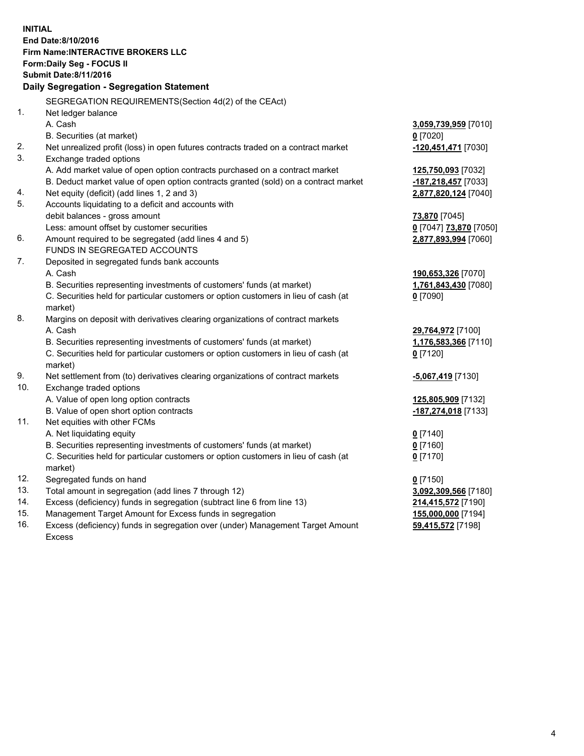**INITIAL**
**End Date:8/10/2016**
**Firm Name:INTERACTIVE BROKERS LLC**
**Form:Daily Seg - FOCUS II**
**Submit Date:8/11/2016**
**Daily Segregation - Segregation Statement**

SEGREGATION REQUIREMENTS(Section 4d(2) of the CEAct)

| | | |
|---|---|---|
| 1. | Net ledger balance | |
| | A. Cash | **3,059,739,959** [7010] |
| | B. Securities (at market) | **0** [7020] |
| 2. | Net unrealized profit (loss) in open futures contracts traded on a contract market | **-120,451,471** [7030] |
| 3. | Exchange traded options | |
| | A. Add market value of open option contracts purchased on a contract market | **125,750,093** [7032] |
| | B. Deduct market value of open option contracts granted (sold) on a contract market | **-187,218,457** [7033] |
| 4. | Net equity (deficit) (add lines 1, 2 and 3) | **2,877,820,124** [7040] |
| 5. | Accounts liquidating to a deficit and accounts with debit balances - gross amount | **73,870** [7045] |
| | Less: amount offset by customer securities | **0** [7047] **73,870** [7050] |
| 6. | Amount required to be segregated (add lines 4 and 5) | **2,877,893,994** [7060] |
| | FUNDS IN SEGREGATED ACCOUNTS | |
| 7. | Deposited in segregated funds bank accounts | |
| | A. Cash | **190,653,326** [7070] |
| | B. Securities representing investments of customers' funds (at market) | **1,761,843,430** [7080] |
| | C. Securities held for particular customers or option customers in lieu of cash (at market) | **0** [7090] |
| 8. | Margins on deposit with derivatives clearing organizations of contract markets | |
| | A. Cash | **29,764,972** [7100] |
| | B. Securities representing investments of customers' funds (at market) | **1,176,583,366** [7110] |
| | C. Securities held for particular customers or option customers in lieu of cash (at market) | **0** [7120] |
| 9. | Net settlement from (to) derivatives clearing organizations of contract markets | **-5,067,419** [7130] |
| 10. | Exchange traded options | |
| | A. Value of open long option contracts | **125,805,909** [7132] |
| | B. Value of open short option contracts | **-187,274,018** [7133] |
| 11. | Net equities with other FCMs | |
| | A. Net liquidating equity | **0** [7140] |
| | B. Securities representing investments of customers' funds (at market) | **0** [7160] |
| | C. Securities held for particular customers or option customers in lieu of cash (at market) | **0** [7170] |
| 12. | Segregated funds on hand | **0** [7150] |
| 13. | Total amount in segregation (add lines 7 through 12) | **3,092,309,566** [7180] |
| 14. | Excess (deficiency) funds in segregation (subtract line 6 from line 13) | **214,415,572** [7190] |
| 15. | Management Target Amount for Excess funds in segregation | **155,000,000** [7194] |
| 16. | Excess (deficiency) funds in segregation over (under) Management Target Amount Excess | **59,415,572** [7198] |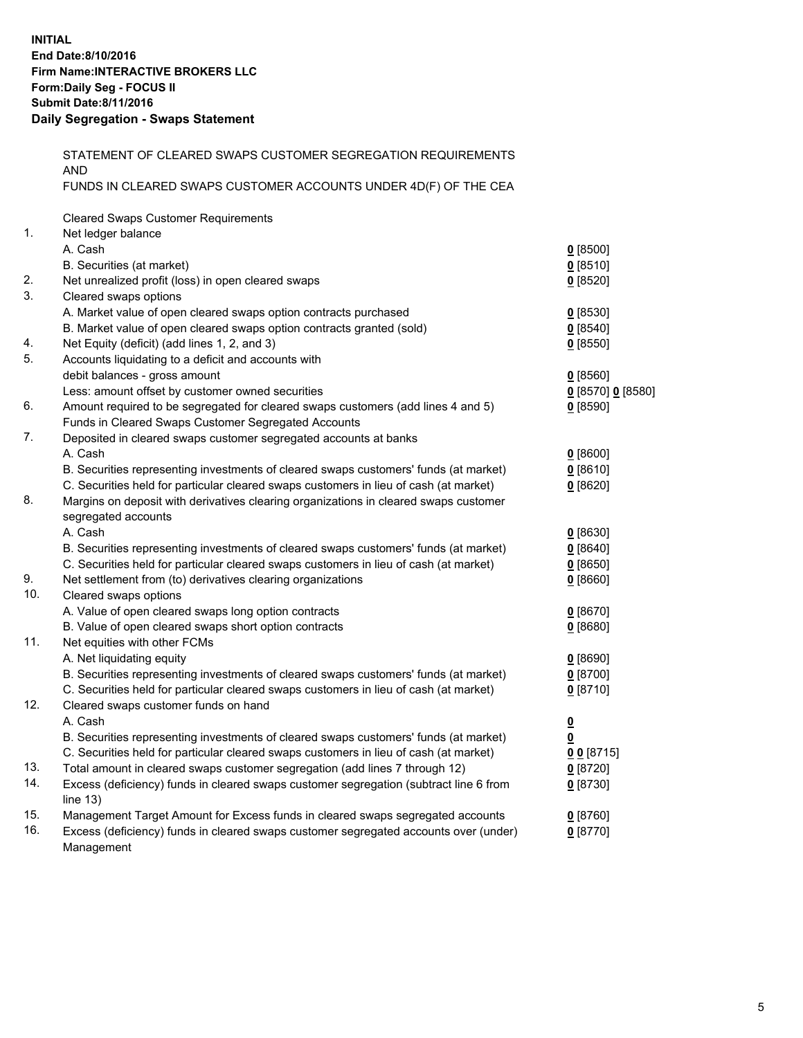**INITIAL**
**End Date:8/10/2016**
**Firm Name:INTERACTIVE BROKERS LLC**
**Form:Daily Seg - FOCUS II**
**Submit Date:8/11/2016**
**Daily Segregation - Swaps Statement**

STATEMENT OF CLEARED SWAPS CUSTOMER SEGREGATION REQUIREMENTS AND FUNDS IN CLEARED SWAPS CUSTOMER ACCOUNTS UNDER 4D(F) OF THE CEA

| | | |
|---|---|---|
| | Cleared Swaps Customer Requirements | |
| 1. | Net ledger balance | |
| | A. Cash | 0 [8500] |
| | B. Securities (at market) | 0 [8510] |
| 2. | Net unrealized profit (loss) in open cleared swaps | 0 [8520] |
| 3. | Cleared swaps options | |
| | A. Market value of open cleared swaps option contracts purchased | 0 [8530] |
| | B. Market value of open cleared swaps option contracts granted (sold) | 0 [8540] |
| 4. | Net Equity (deficit) (add lines 1, 2, and 3) | 0 [8550] |
| 5. | Accounts liquidating to a deficit and accounts with debit balances - gross amount | 0 [8560] |
| | Less: amount offset by customer owned securities | 0 [8570] 0 [8580] |
| 6. | Amount required to be segregated for cleared swaps customers (add lines 4 and 5) | 0 [8590] |
| | Funds in Cleared Swaps Customer Segregated Accounts | |
| 7. | Deposited in cleared swaps customer segregated accounts at banks | |
| | A. Cash | 0 [8600] |
| | B. Securities representing investments of cleared swaps customers' funds (at market) | 0 [8610] |
| | C. Securities held for particular cleared swaps customers in lieu of cash (at market) | 0 [8620] |
| 8. | Margins on deposit with derivatives clearing organizations in cleared swaps customer segregated accounts | |
| | A. Cash | 0 [8630] |
| | B. Securities representing investments of cleared swaps customers' funds (at market) | 0 [8640] |
| | C. Securities held for particular cleared swaps customers in lieu of cash (at market) | 0 [8650] |
| 9. | Net settlement from (to) derivatives clearing organizations | 0 [8660] |
| 10. | Cleared swaps options | |
| | A. Value of open cleared swaps long option contracts | 0 [8670] |
| | B. Value of open cleared swaps short option contracts | 0 [8680] |
| 11. | Net equities with other FCMs | |
| | A. Net liquidating equity | 0 [8690] |
| | B. Securities representing investments of cleared swaps customers' funds (at market) | 0 [8700] |
| | C. Securities held for particular cleared swaps customers in lieu of cash (at market) | 0 [8710] |
| 12. | Cleared swaps customer funds on hand | |
| | A. Cash | 0 |
| | B. Securities representing investments of cleared swaps customers' funds (at market) | 0 |
| | C. Securities held for particular cleared swaps customers in lieu of cash (at market) | 0 0 [8715] |
| 13. | Total amount in cleared swaps customer segregation (add lines 7 through 12) | 0 [8720] |
| 14. | Excess (deficiency) funds in cleared swaps customer segregation (subtract line 6 from line 13) | 0 [8730] |
| 15. | Management Target Amount for Excess funds in cleared swaps segregated accounts | 0 [8760] |
| 16. | Excess (deficiency) funds in cleared swaps customer segregated accounts over (under) Management | 0 [8770] |